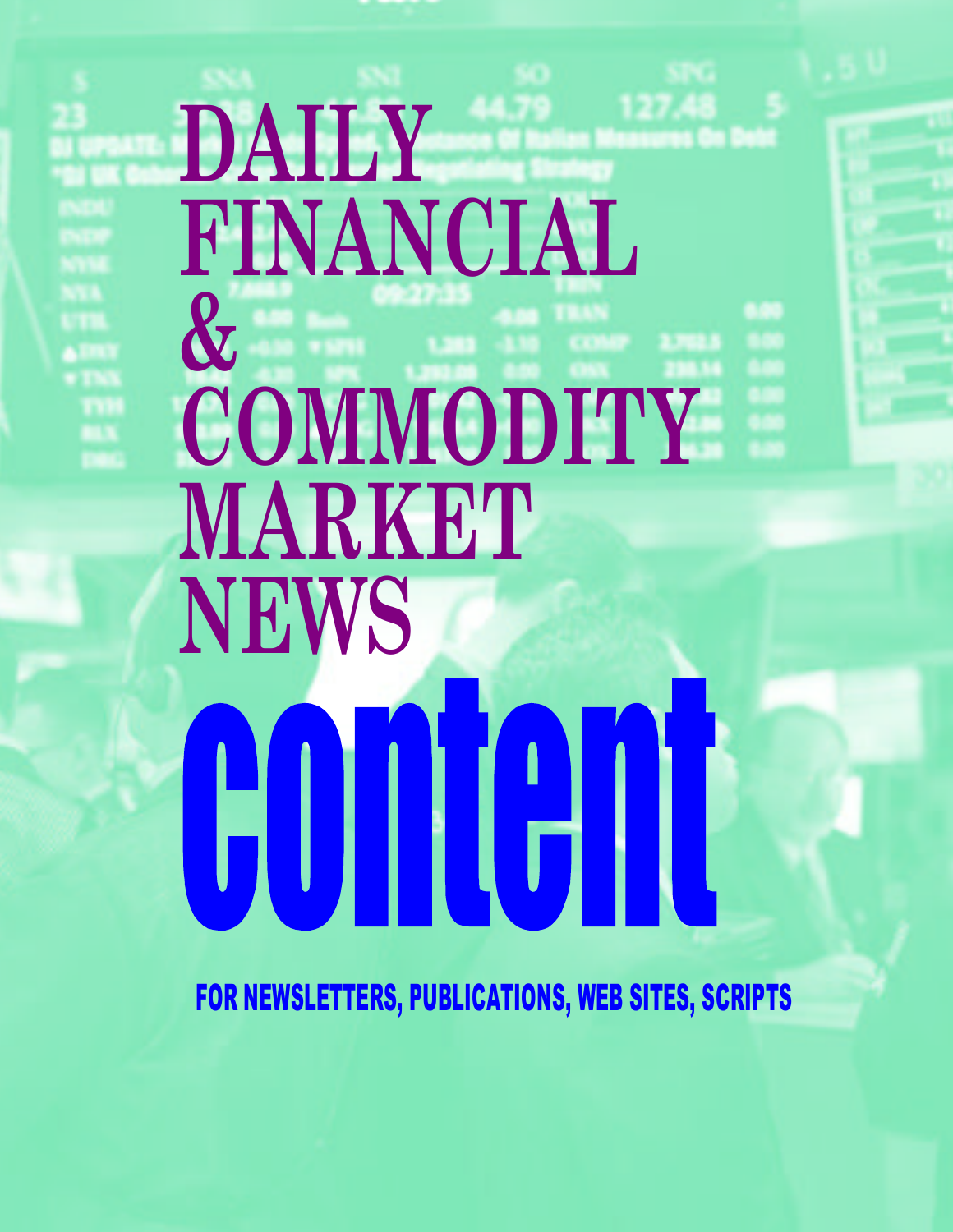# DAILY FINANCIAL & COMMODITY MARKET NEWS

# content

**FOR NEWSLETTERS, PUBLICATIONS, WEB SITES, SCRIPTS**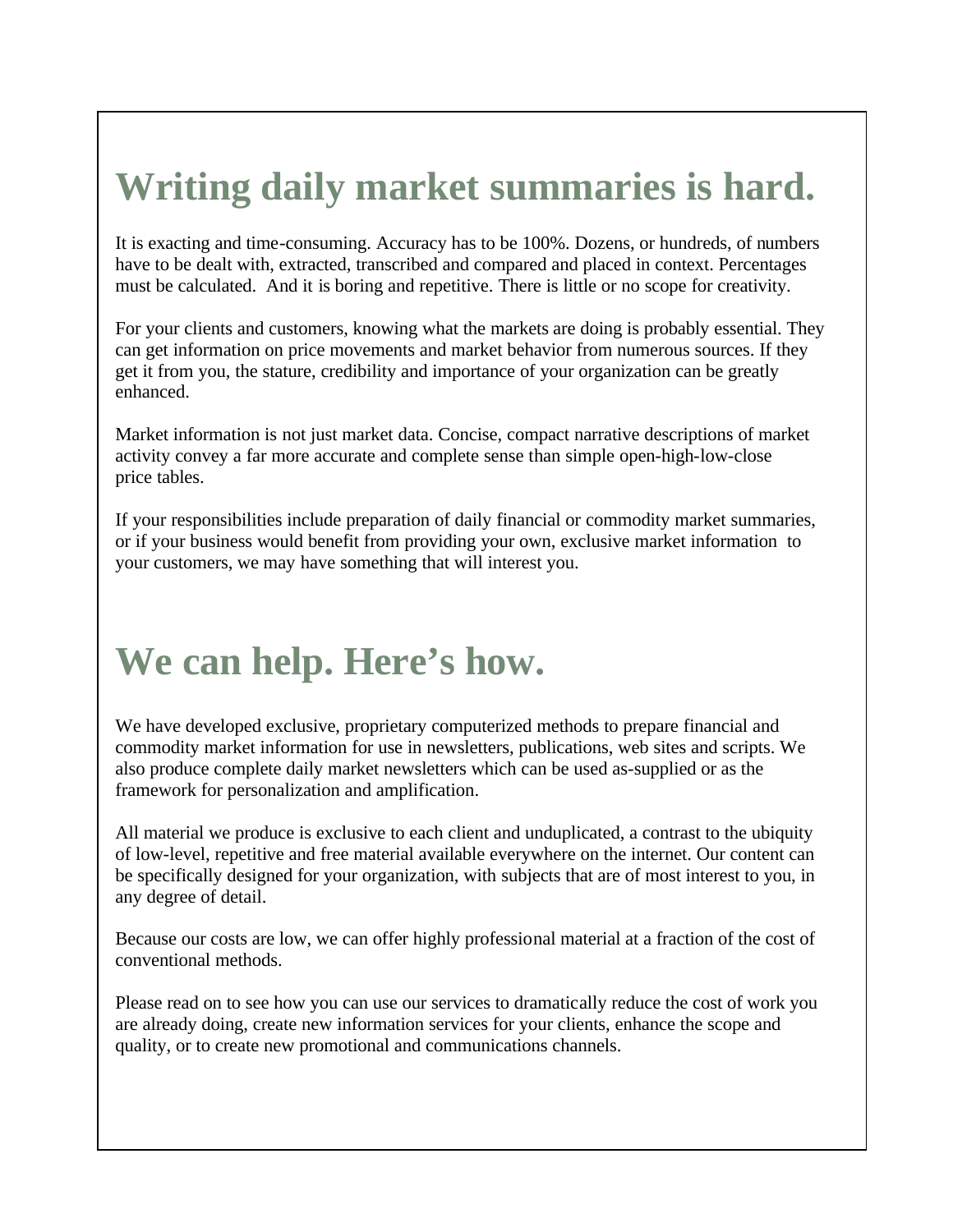# Writing daily market summaries is hard.

It is exacting and time-consuming. Accuracy has to be 100%. Dozens, or hundreds, of numbers have to be dealt with, extracted, transcribed and compared and placed in context. Percentages must be calculated. And it is boring and repetitive. There is little or no scope for creativity.

For your clients and customers, knowing what the markets are doing is probably essential. They can get information on price movements and market behavior from numerous sources. If they get it from you, the stature, credibility and importance of your organization can be greatly enhanced.

Market information is not just market data. Concise, compact narrative descriptions of market activity convey a far more accurate and complete sense than simple open-high-low-close price tables.

If your responsibilities include preparation of daily financial or commodity market summaries, or if your business would benefit from providing your own, exclusive market information to your customers, we may have something that will interest you.

# We can help. Here's how.

We have developed exclusive, proprietary computerized methods to prepare financial and commodity market information for use in newsletters, publications, web sites and scripts. We also produce complete daily market newsletters which can be used as-supplied or as the framework for personalization and amplification.

All material we produce is exclusive to each client and unduplicated, a contrast to the ubiquity of low-level, repetitive and free material available everywhere on the internet. Our content can be specifically designed for your organization, with subjects that are of most interest to you, in any degree of detail.

Because our costs are low, we can offer highly professional material at a fraction of the cost of conventional methods.

Please read on to see how you can use our services to dramatically reduce the cost of work you are already doing, create new information services for your clients, enhance the scope and quality, or to create new promotional and communications channels.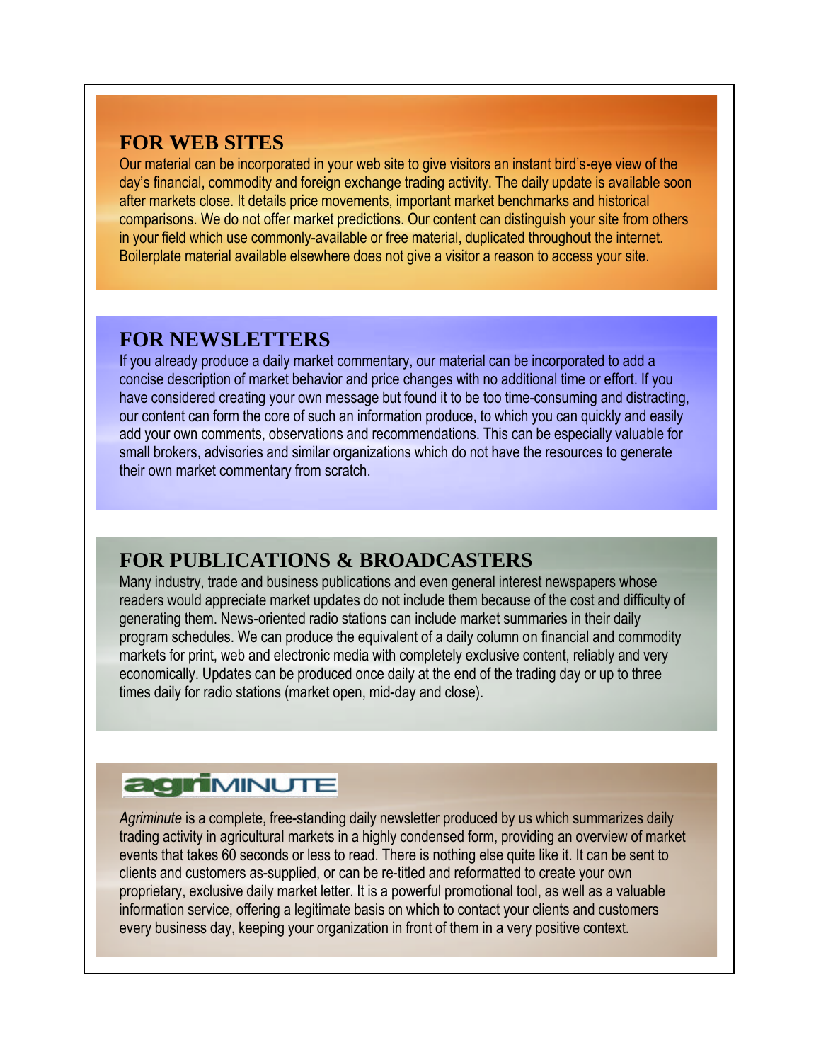## FOR WEB SITES

Our material can be incorporated in your web site to give visitors an instant bird's-eye view of the day's financial, commodity and foreign exchange trading activity. The daily update is available soon after markets close. It details price movements, important market benchmarks and historical comparisons. We do not offer market predictions. Our content can distinguish your site from others in your field which use commonly-available or free material, duplicated throughout the internet. Boilerplate material available elsewhere does not give a visitor a reason to access your site.

## FOR NEWSLETTERS

If you already produce a daily market commentary, our material can be incorporated to add a concise description of market behavior and price changes with no additional time or effort. If you have considered creating your own message but found it to be too time-consuming and distracting, our content can form the core of such an information produce, to which you can quickly and easily add your own comments, observations and recommendations. This can be especially valuable for small brokers, advisories and similar organizations which do not have the resources to generate their own market commentary from scratch.

## FOR PUBLICATIONS & BROADCASTERS

Many industry, trade and business publications and even general interest newspapers whose readers would appreciate market updates do not include them because of the cost and difficulty of generating them. News-oriented radio stations can include market summaries in their daily program schedules. We can produce the equivalent of a daily column on financial and commodity markets for print, web and electronic media with completely exclusive content, reliably and very economically. Updates can be produced once daily at the end of the trading day or up to three times daily for radio stations (market open, mid-day and close).

## agriMINUTE

*Agriminute* is a complete, free-standing daily newsletter produced by us which summarizes daily trading activity in agricultural markets in a highly condensed form, providing an overview of market events that takes 60 seconds or less to read. There is nothing else quite like it. It can be sent to clients and customers as-supplied, or can be re-titled and reformatted to create your own proprietary, exclusive daily market letter. It is a powerful promotional tool, as well as a valuable information service, offering a legitimate basis on which to contact your clients and customers every business day, keeping your organization in front of them in a very positive context.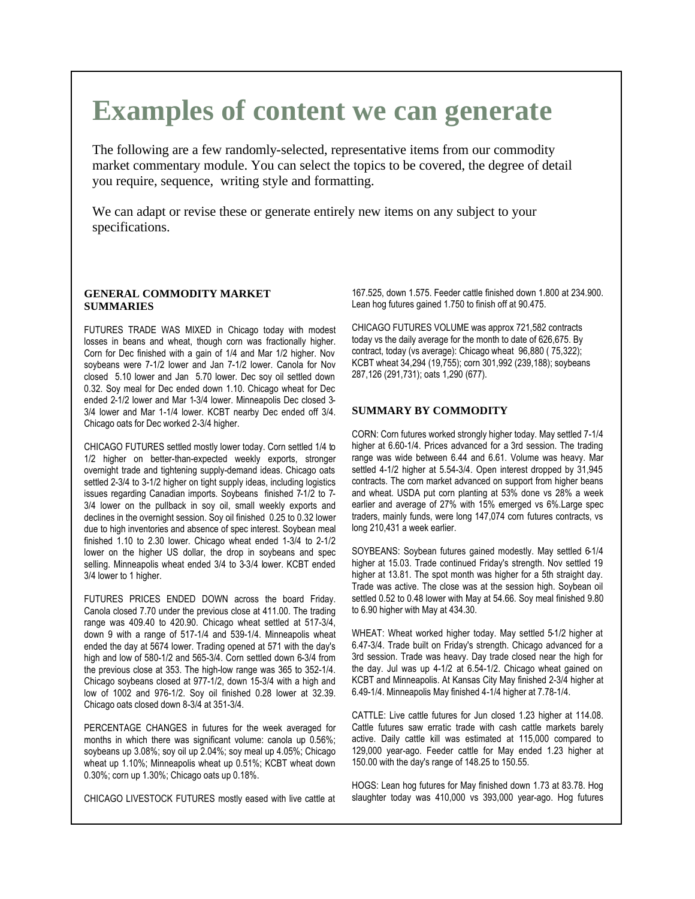# Examples of content we can generate

The following are a few randomly-selected, representative items from our commodity market commentary module. You can select the topics to be covered, the degree of detail you require, sequence, writing style and formatting.

We can adapt or revise these or generate entirely new items on any subject to your specifications.

## GENERAL COMMODITY MARKET SUMMARIES

FUTURES TRADE WAS MIXED in Chicago today with modest losses in beans and wheat, though corn was fractionally higher. Corn for Dec finished with a gain of 1/4 and Mar 1/2 higher. Nov soybeans were 7-1/2 lower and Jan 7-1/2 lower. Canola for Nov closed 5.10 lower and Jan 5.70 lower. Dec soy oil settled down 0.32. Soy meal for Dec ended down 1.10. Chicago wheat for Dec ended 2-1/2 lower and Mar 1-3/4 lower. Minneapolis Dec closed 3-3/4 lower and Mar 1-1/4 lower. KCBT nearby Dec ended off 3/4. Chicago oats for Dec worked 2-3/4 higher.

CHICAGO FUTURES settled mostly lower today. Corn settled 1/4 to 1/2 higher on better-than-expected weekly exports, stronger overnight trade and tightening supply-demand ideas. Chicago oats settled 2-3/4 to 3-1/2 higher on tight supply ideas, including logistics issues regarding Canadian imports. Soybeans finished 7-1/2 to 7-3/4 lower on the pullback in soy oil, small weekly exports and declines in the overnight session. Soy oil finished 0.25 to 0.32 lower due to high inventories and absence of spec interest. Soybean meal finished 1.10 to 2.30 lower. Chicago wheat ended 1-3/4 to 2-1/2 lower on the higher US dollar, the drop in soybeans and spec selling. Minneapolis wheat ended 3/4 to 3-3/4 lower. KCBT ended 3/4 lower to 1 higher.

FUTURES PRICES ENDED DOWN across the board Friday. Canola closed 7.70 under the previous close at 411.00. The trading range was 409.40 to 420.90. Chicago wheat settled at 517-3/4, down 9 with a range of 517-1/4 and 539-1/4. Minneapolis wheat ended the day at 5674 lower. Trading opened at 571 with the day's high and low of 580-1/2 and 565-3/4. Corn settled down 6-3/4 from the previous close at 353. The high-low range was 365 to 352-1/4. Chicago soybeans closed at 977-1/2, down 15-3/4 with a high and low of 1002 and 976-1/2. Soy oil finished 0.28 lower at 32.39. Chicago oats closed down 8-3/4 at 351-3/4.

PERCENTAGE CHANGES in futures for the week averaged for months in which there was significant volume: canola up 0.56%; soybeans up 3.08%; soy oil up 2.04%; soy meal up 4.05%; Chicago wheat up 1.10%; Minneapolis wheat up 0.51%; KCBT wheat down 0.30%; corn up 1.30%; Chicago oats up 0.18%.

CHICAGO LIVESTOCK FUTURES mostly eased with live cattle at 167.525, down 1.575. Feeder cattle finished down 1.800 at 234.900. Lean hog futures gained 1.750 to finish off at 90.475.

CHICAGO FUTURES VOLUME was approx 721,582 contracts today vs the daily average for the month to date of 626,675. By contract, today (vs average): Chicago wheat 96,880 ( 75,322); KCBT wheat 34,294 (19,755); corn 301,992 (239,188); soybeans 287,126 (291,731); oats 1,290 (677).

## SUMMARY BY COMMODITY

CORN: Corn futures worked strongly higher today. May settled 7-1/4 higher at 6.60-1/4. Prices advanced for a 3rd session. The trading range was wide between 6.44 and 6.61. Volume was heavy. Mar settled 4-1/2 higher at 5.54-3/4. Open interest dropped by 31,945 contracts. The corn market advanced on support from higher beans and wheat. USDA put corn planting at 53% done vs 28% a week earlier and average of 27% with 15% emerged vs 6%.Large spec traders, mainly funds, were long 147,074 corn futures contracts, vs long 210,431 a week earlier.

SOYBEANS: Soybean futures gained modestly. May settled 6-1/4 higher at 15.03. Trade continued Friday's strength. Nov settled 19 higher at 13.81. The spot month was higher for a 5th straight day. Trade was active. The close was at the session high. Soybean oil settled 0.52 to 0.48 lower with May at 54.66. Soy meal finished 9.80 to 6.90 higher with May at 434.30.

WHEAT: Wheat worked higher today. May settled 5-1/2 higher at 6.47-3/4. Trade built on Friday's strength. Chicago advanced for a 3rd session. Trade was heavy. Day trade closed near the high for the day. Jul was up 4-1/2 at 6.54-1/2. Chicago wheat gained on KCBT and Minneapolis. At Kansas City May finished 2-3/4 higher at 6.49-1/4. Minneapolis May finished 4-1/4 higher at 7.78-1/4.

CATTLE: Live cattle futures for Jun closed 1.23 higher at 114.08. Cattle futures saw erratic trade with cash cattle markets barely active. Daily cattle kill was estimated at 115,000 compared to 129,000 year-ago. Feeder cattle for May ended 1.23 higher at 150.00 with the day's range of 148.25 to 150.55.

HOGS: Lean hog futures for May finished down 1.73 at 83.78. Hog slaughter today was 410,000 vs 393,000 year-ago. Hog futures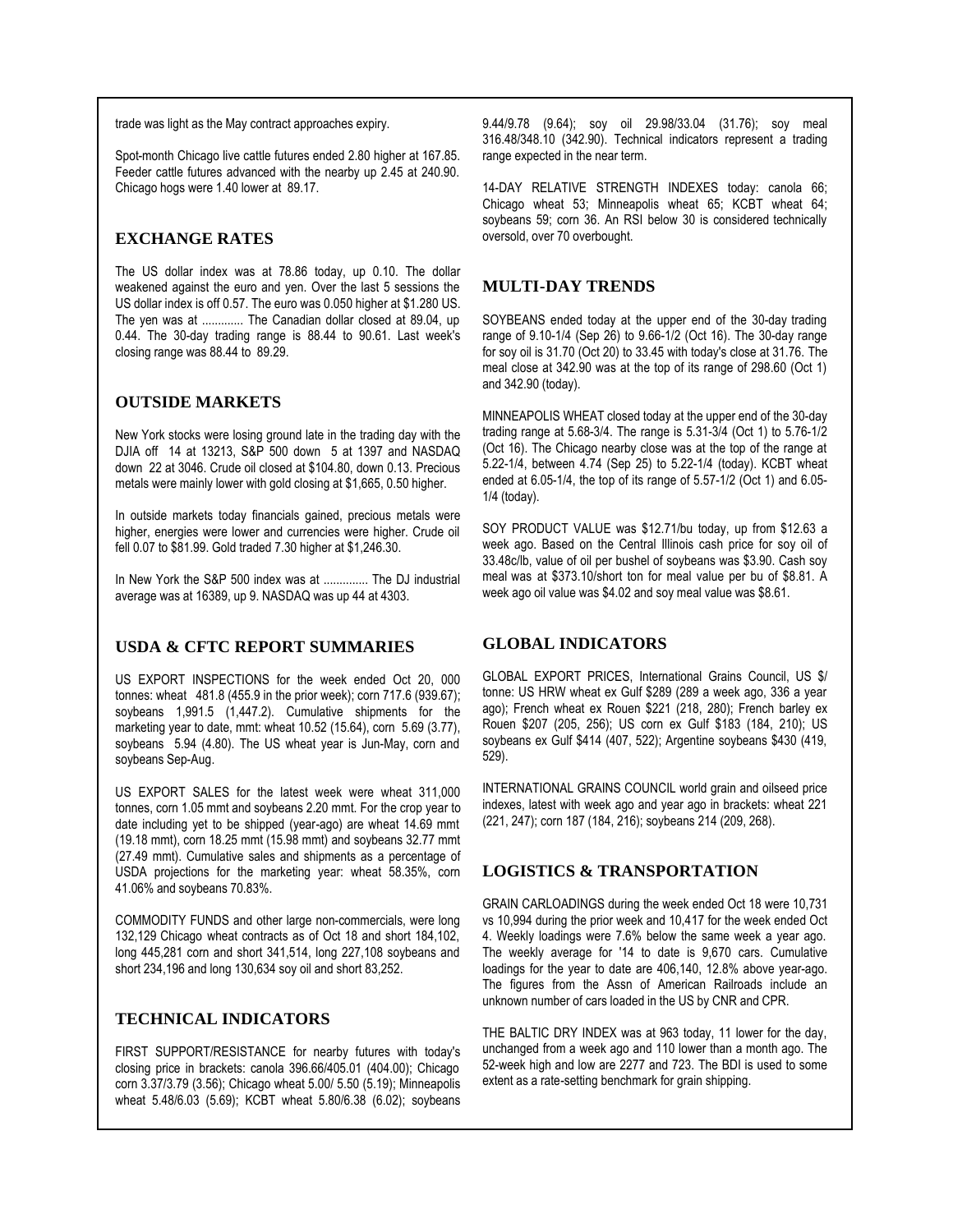trade was light as the May contract approaches expiry.

Spot-month Chicago live cattle futures ended 2.80 higher at 167.85. Feeder cattle futures advanced with the nearby up 2.45 at 240.90. Chicago hogs were 1.40 lower at 89.17.

## EXCHANGE RATES

The US dollar index was at 78.86 today, up 0.10. The dollar weakened against the euro and yen. Over the last 5 sessions the US dollar index is off 0.57. The euro was 0.050 higher at $1.280 US. The yen was at ............. The Canadian dollar closed at 89.04, up 0.44. The 30-day trading range is 88.44 to 90.61. Last week's closing range was 88.44 to 89.29.

## OUTSIDE MARKETS

New York stocks were losing ground late in the trading day with the DJIA off 14 at 13213, S&P 500 down 5 at 1397 and NASDAQ down 22 at 3046. Crude oil closed at $104.80, down 0.13. Precious metals were mainly lower with gold closing at $1,665, 0.50 higher.

In outside markets today financials gained, precious metals were higher, energies were lower and currencies were higher. Crude oil fell 0.07 to $81.99. Gold traded 7.30 higher at $1,246.30.

In New York the S&P 500 index was at .............. The DJ industrial average was at 16389, up 9. NASDAQ was up 44 at 4303.

## USDA & CFTC REPORT SUMMARIES

US EXPORT INSPECTIONS for the week ended Oct 20, 000 tonnes: wheat 481.8 (455.9 in the prior week); corn 717.6 (939.67); soybeans 1,991.5 (1,447.2). Cumulative shipments for the marketing year to date, mmt: wheat 10.52 (15.64), corn 5.69 (3.77), soybeans 5.94 (4.80). The US wheat year is Jun-May, corn and soybeans Sep-Aug.

US EXPORT SALES for the latest week were wheat 311,000 tonnes, corn 1.05 mmt and soybeans 2.20 mmt. For the crop year to date including yet to be shipped (year-ago) are wheat 14.69 mmt (19.18 mmt), corn 18.25 mmt (15.98 mmt) and soybeans 32.77 mmt (27.49 mmt). Cumulative sales and shipments as a percentage of USDA projections for the marketing year: wheat 58.35%, corn 41.06% and soybeans 70.83%.

COMMODITY FUNDS and other large non-commercials, were long 132,129 Chicago wheat contracts as of Oct 18 and short 184,102, long 445,281 corn and short 341,514, long 227,108 soybeans and short 234,196 and long 130,634 soy oil and short 83,252.

## TECHNICAL INDICATORS

FIRST SUPPORT/RESISTANCE for nearby futures with today's closing price in brackets: canola 396.66/405.01 (404.00); Chicago corn 3.37/3.79 (3.56); Chicago wheat 5.00/ 5.50 (5.19); Minneapolis wheat 5.48/6.03 (5.69); KCBT wheat 5.80/6.38 (6.02); soybeans 9.44/9.78 (9.64); soy oil 29.98/33.04 (31.76); soy meal 316.48/348.10 (342.90). Technical indicators represent a trading range expected in the near term.

14-DAY RELATIVE STRENGTH INDEXES today: canola 66; Chicago wheat 53; Minneapolis wheat 65; KCBT wheat 64; soybeans 59; corn 36. An RSI below 30 is considered technically oversold, over 70 overbought.

## MULTI-DAY TRENDS

SOYBEANS ended today at the upper end of the 30-day trading range of 9.10-1/4 (Sep 26) to 9.66-1/2 (Oct 16). The 30-day range for soy oil is 31.70 (Oct 20) to 33.45 with today's close at 31.76. The meal close at 342.90 was at the top of its range of 298.60 (Oct 1) and 342.90 (today).

MINNEAPOLIS WHEAT closed today at the upper end of the 30-day trading range at 5.68-3/4. The range is 5.31-3/4 (Oct 1) to 5.76-1/2 (Oct 16). The Chicago nearby close was at the top of the range at 5.22-1/4, between 4.74 (Sep 25) to 5.22-1/4 (today). KCBT wheat ended at 6.05-1/4, the top of its range of 5.57-1/2 (Oct 1) and 6.05-1/4 (today).

SOY PRODUCT VALUE was $12.71/bu today, up from $12.63 a week ago. Based on the Central Illinois cash price for soy oil of 33.48c/lb, value of oil per bushel of soybeans was $3.90. Cash soy meal was at $373.10/short ton for meal value per bu of $8.81. A week ago oil value was $4.02 and soy meal value was $8.61.

## GLOBAL INDICATORS

GLOBAL EXPORT PRICES, International Grains Council, US $/ tonne: US HRW wheat ex Gulf $289 (289 a week ago, 336 a year ago); French wheat ex Rouen $221 (218, 280); French barley ex Rouen $207 (205, 256); US corn ex Gulf $183 (184, 210); US soybeans ex Gulf $414 (407, 522); Argentine soybeans $430 (419, 529).

INTERNATIONAL GRAINS COUNCIL world grain and oilseed price indexes, latest with week ago and year ago in brackets: wheat 221 (221, 247); corn 187 (184, 216); soybeans 214 (209, 268).

## LOGISTICS & TRANSPORTATION

GRAIN CARLOADINGS during the week ended Oct 18 were 10,731 vs 10,994 during the prior week and 10,417 for the week ended Oct 4. Weekly loadings were 7.6% below the same week a year ago. The weekly average for '14 to date is 9,670 cars. Cumulative loadings for the year to date are 406,140, 12.8% above year-ago. The figures from the Assn of American Railroads include an unknown number of cars loaded in the US by CNR and CPR.

THE BALTIC DRY INDEX was at 963 today, 11 lower for the day, unchanged from a week ago and 110 lower than a month ago. The 52-week high and low are 2277 and 723. The BDI is used to some extent as a rate-setting benchmark for grain shipping.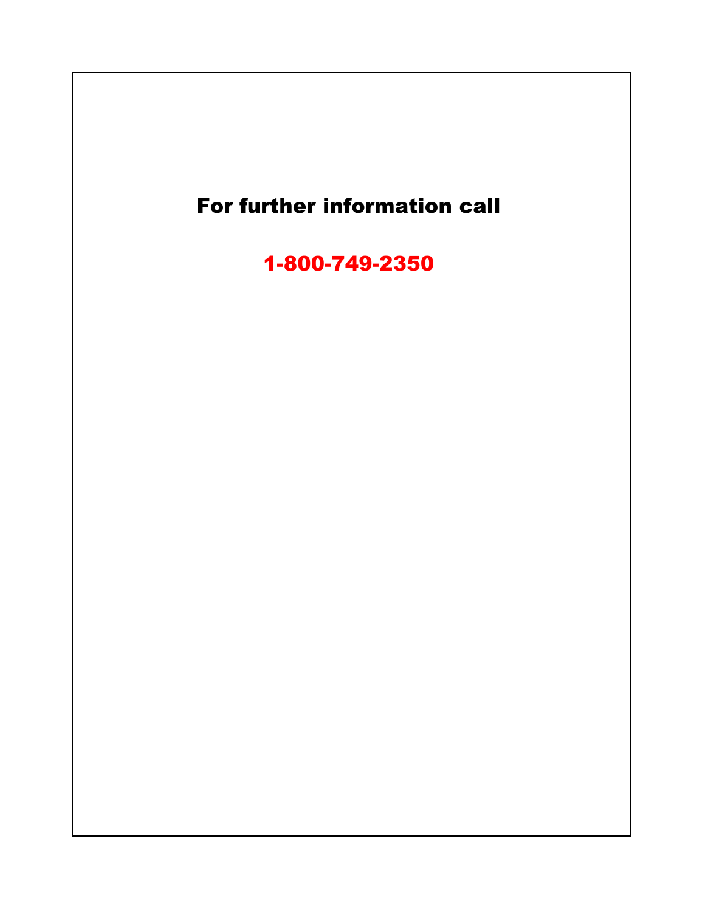**For further information call**

**1-800-749-2350**